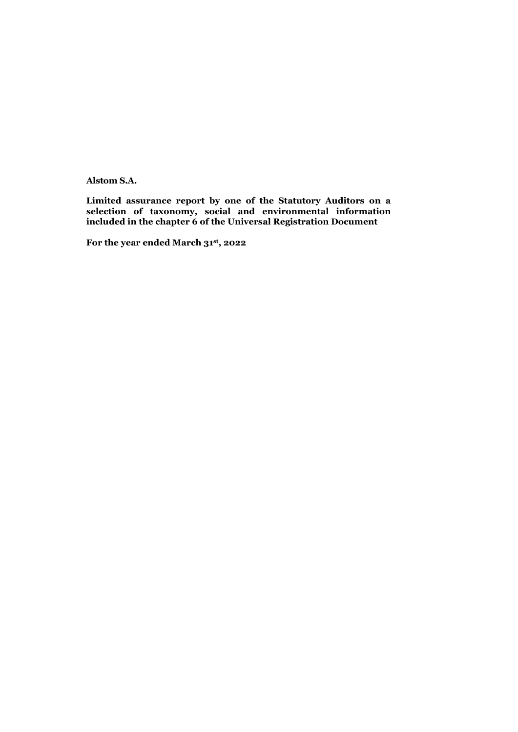**Alstom S.A.**

**Limited assurance report by one of the Statutory Auditors on a selection of taxonomy, social and environmental information included in the chapter 6 of the Universal Registration Document**

**For the year ended March 31st, 2022**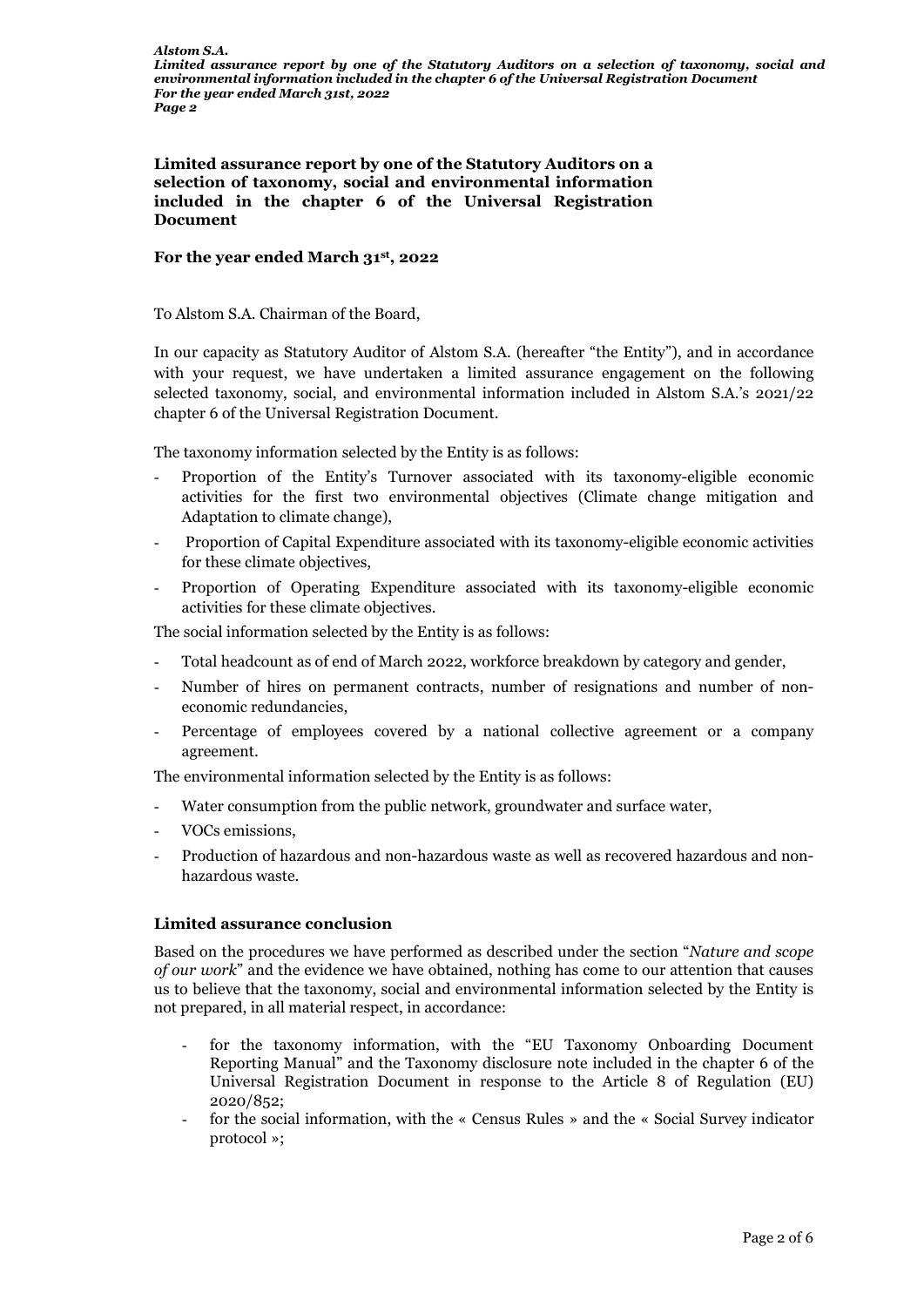**Limited assurance report by one of the Statutory Auditors on a selection of taxonomy, social and environmental information included in the chapter 6 of the Universal Registration Document**

**For the year ended March 31st, 2022**

To Alstom S.A. Chairman of the Board,

In our capacity as Statutory Auditor of Alstom S.A. (hereafter "the Entity"), and in accordance with your request, we have undertaken a limited assurance engagement on the following selected taxonomy, social, and environmental information included in Alstom S.A.'s 2021/22 chapter 6 of the Universal Registration Document.

The taxonomy information selected by the Entity is as follows:

- Proportion of the Entity's Turnover associated with its taxonomy-eligible economic activities for the first two environmental objectives (Climate change mitigation and Adaptation to climate change),
- Proportion of Capital Expenditure associated with its taxonomy-eligible economic activities for these climate objectives,
- Proportion of Operating Expenditure associated with its taxonomy-eligible economic activities for these climate objectives.

The social information selected by the Entity is as follows:

- Total headcount as of end of March 2022, workforce breakdown by category and gender,
- Number of hires on permanent contracts, number of resignations and number of non-economic redundancies,
- Percentage of employees covered by a national collective agreement or a company agreement.

The environmental information selected by the Entity is as follows:

- Water consumption from the public network, groundwater and surface water,
- VOCs emissions,
- Production of hazardous and non-hazardous waste as well as recovered hazardous and non-hazardous waste.

## Limited assurance conclusion

Based on the procedures we have performed as described under the section "*Nature and scope of our work*" and the evidence we have obtained, nothing has come to our attention that causes us to believe that the taxonomy, social and environmental information selected by the Entity is not prepared, in all material respect, in accordance:

- for the taxonomy information, with the "EU Taxonomy Onboarding Document Reporting Manual" and the Taxonomy disclosure note included in the chapter 6 of the Universal Registration Document in response to the Article 8 of Regulation (EU) 2020/852;
- for the social information, with the « Census Rules » and the « Social Survey indicator protocol »;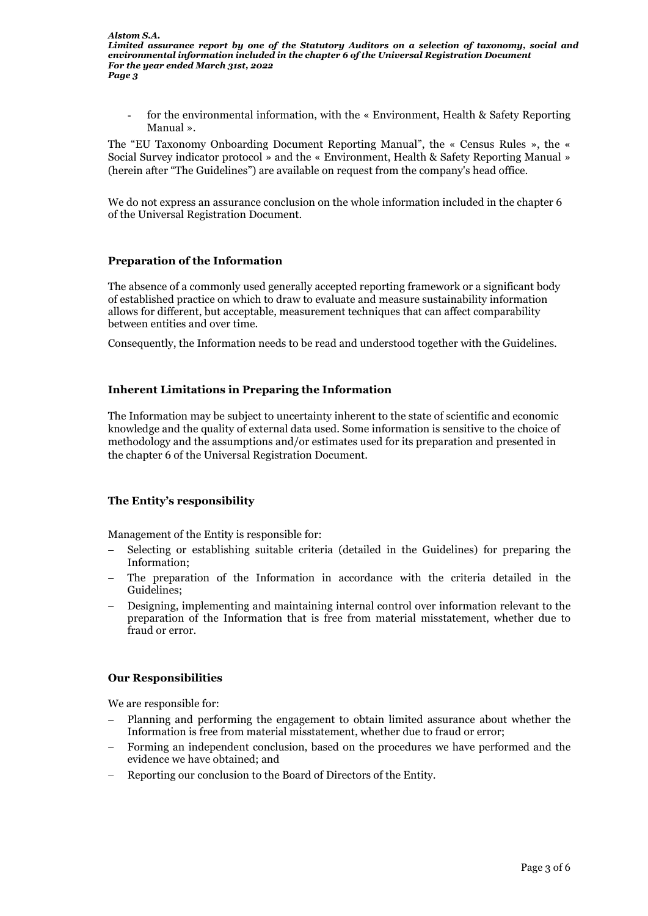- for the environmental information, with the « Environment, Health & Safety Reporting Manual ».

The "EU Taxonomy Onboarding Document Reporting Manual", the « Census Rules », the « Social Survey indicator protocol » and the « Environment, Health & Safety Reporting Manual » (herein after "The Guidelines") are available on request from the company's head office.

We do not express an assurance conclusion on the whole information included in the chapter 6 of the Universal Registration Document.

### Preparation of the Information

The absence of a commonly used generally accepted reporting framework or a significant body of established practice on which to draw to evaluate and measure sustainability information allows for different, but acceptable, measurement techniques that can affect comparability between entities and over time.

Consequently, the Information needs to be read and understood together with the Guidelines.

### Inherent Limitations in Preparing the Information

The Information may be subject to uncertainty inherent to the state of scientific and economic knowledge and the quality of external data used. Some information is sensitive to the choice of methodology and the assumptions and/or estimates used for its preparation and presented in the chapter 6 of the Universal Registration Document.

### The Entity's responsibility

Management of the Entity is responsible for:

- Selecting or establishing suitable criteria (detailed in the Guidelines) for preparing the Information;
- The preparation of the Information in accordance with the criteria detailed in the Guidelines;
- Designing, implementing and maintaining internal control over information relevant to the preparation of the Information that is free from material misstatement, whether due to fraud or error.

### Our Responsibilities

We are responsible for:

- Planning and performing the engagement to obtain limited assurance about whether the Information is free from material misstatement, whether due to fraud or error;
- Forming an independent conclusion, based on the procedures we have performed and the evidence we have obtained; and
- Reporting our conclusion to the Board of Directors of the Entity.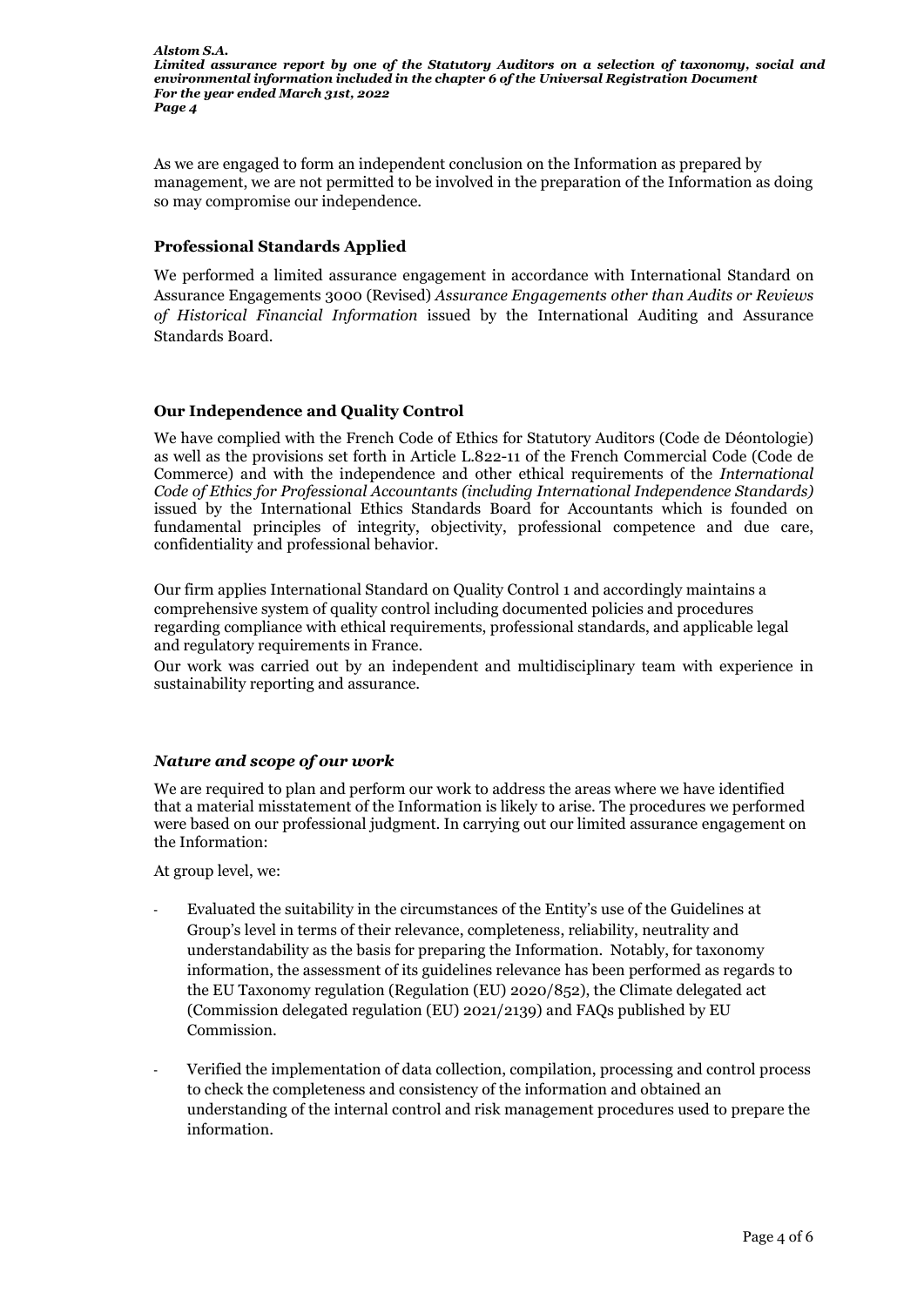As we are engaged to form an independent conclusion on the Information as prepared by management, we are not permitted to be involved in the preparation of the Information as doing so may compromise our independence.

### Professional Standards Applied

We performed a limited assurance engagement in accordance with International Standard on Assurance Engagements 3000 (Revised) *Assurance Engagements other than Audits or Reviews of Historical Financial Information* issued by the International Auditing and Assurance Standards Board.

### Our Independence and Quality Control

We have complied with the French Code of Ethics for Statutory Auditors (Code de Déontologie) as well as the provisions set forth in Article L.822-11 of the French Commercial Code (Code de Commerce) and with the independence and other ethical requirements of the *International Code of Ethics for Professional Accountants (including International Independence Standards)* issued by the International Ethics Standards Board for Accountants which is founded on fundamental principles of integrity, objectivity, professional competence and due care, confidentiality and professional behavior.

Our firm applies International Standard on Quality Control 1 and accordingly maintains a comprehensive system of quality control including documented policies and procedures regarding compliance with ethical requirements, professional standards, and applicable legal and regulatory requirements in France.

Our work was carried out by an independent and multidisciplinary team with experience in sustainability reporting and assurance.

### *Nature and scope of our work*

We are required to plan and perform our work to address the areas where we have identified that a material misstatement of the Information is likely to arise. The procedures we performed were based on our professional judgment. In carrying out our limited assurance engagement on the Information:

At group level, we:

- Evaluated the suitability in the circumstances of the Entity's use of the Guidelines at Group's level in terms of their relevance, completeness, reliability, neutrality and understandability as the basis for preparing the Information. Notably, for taxonomy information, the assessment of its guidelines relevance has been performed as regards to the EU Taxonomy regulation (Regulation (EU) 2020/852), the Climate delegated act (Commission delegated regulation (EU) 2021/2139) and FAQs published by EU Commission.
- Verified the implementation of data collection, compilation, processing and control process to check the completeness and consistency of the information and obtained an understanding of the internal control and risk management procedures used to prepare the information.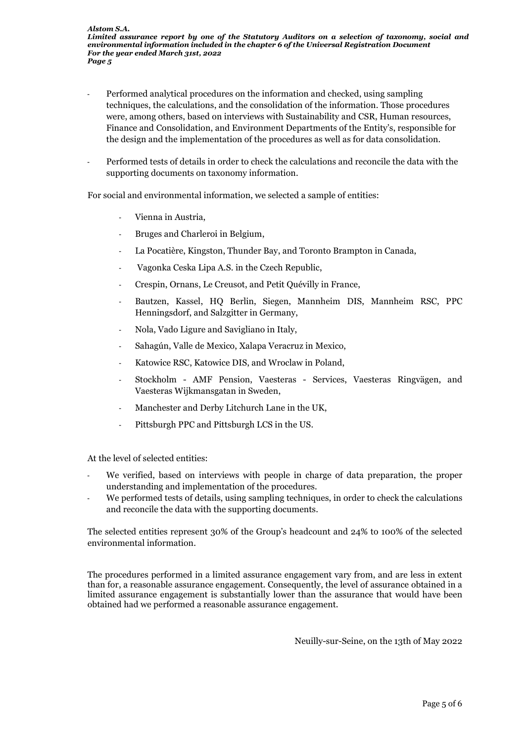- Performed analytical procedures on the information and checked, using sampling techniques, the calculations, and the consolidation of the information. Those procedures were, among others, based on interviews with Sustainability and CSR, Human resources, Finance and Consolidation, and Environment Departments of the Entity's, responsible for the design and the implementation of the procedures as well as for data consolidation.
- Performed tests of details in order to check the calculations and reconcile the data with the supporting documents on taxonomy information.

For social and environmental information, we selected a sample of entities:

- Vienna in Austria,
- Bruges and Charleroi in Belgium,
- La Pocatière, Kingston, Thunder Bay, and Toronto Brampton in Canada,
- Vagonka Ceska Lipa A.S. in the Czech Republic,
- Crespin, Ornans, Le Creusot, and Petit Quévilly in France,
- Bautzen, Kassel, HQ Berlin, Siegen, Mannheim DIS, Mannheim RSC, PPC Henningsdorf, and Salzgitter in Germany,
- Nola, Vado Ligure and Savigliano in Italy,
- Sahagún, Valle de Mexico, Xalapa Veracruz in Mexico,
- Katowice RSC, Katowice DIS, and Wroclaw in Poland,
- Stockholm - AMF Pension, Vaesteras - Services, Vaesteras Ringvägen, and Vaesteras Wijkmansgatan in Sweden,
- Manchester and Derby Litchurch Lane in the UK,
- Pittsburgh PPC and Pittsburgh LCS in the US.

At the level of selected entities:

- We verified, based on interviews with people in charge of data preparation, the proper understanding and implementation of the procedures.
- We performed tests of details, using sampling techniques, in order to check the calculations and reconcile the data with the supporting documents.

The selected entities represent 30% of the Group's headcount and 24% to 100% of the selected environmental information.

The procedures performed in a limited assurance engagement vary from, and are less in extent than for, a reasonable assurance engagement. Consequently, the level of assurance obtained in a limited assurance engagement is substantially lower than the assurance that would have been obtained had we performed a reasonable assurance engagement.

Neuilly-sur-Seine, on the 13th of May 2022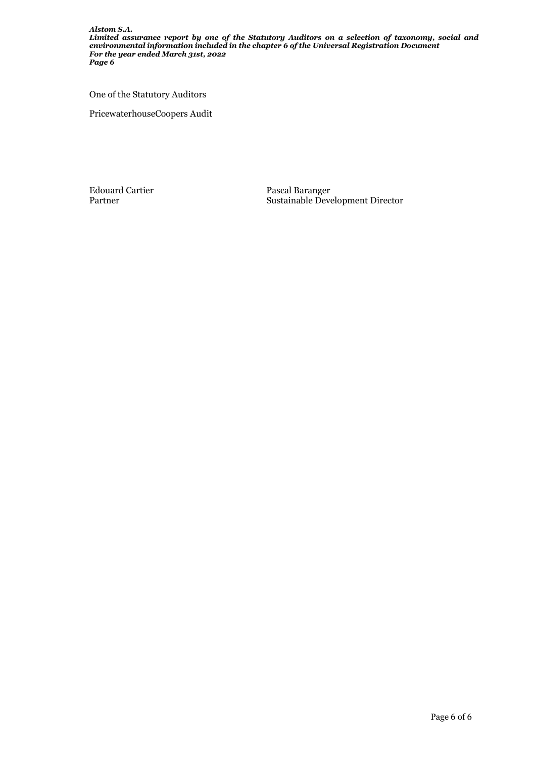One of the Statutory Auditors

PricewaterhouseCoopers Audit

| | |
|---|---|
| Edouard Cartier | Pascal Baranger |
| Partner | Sustainable Development Director |